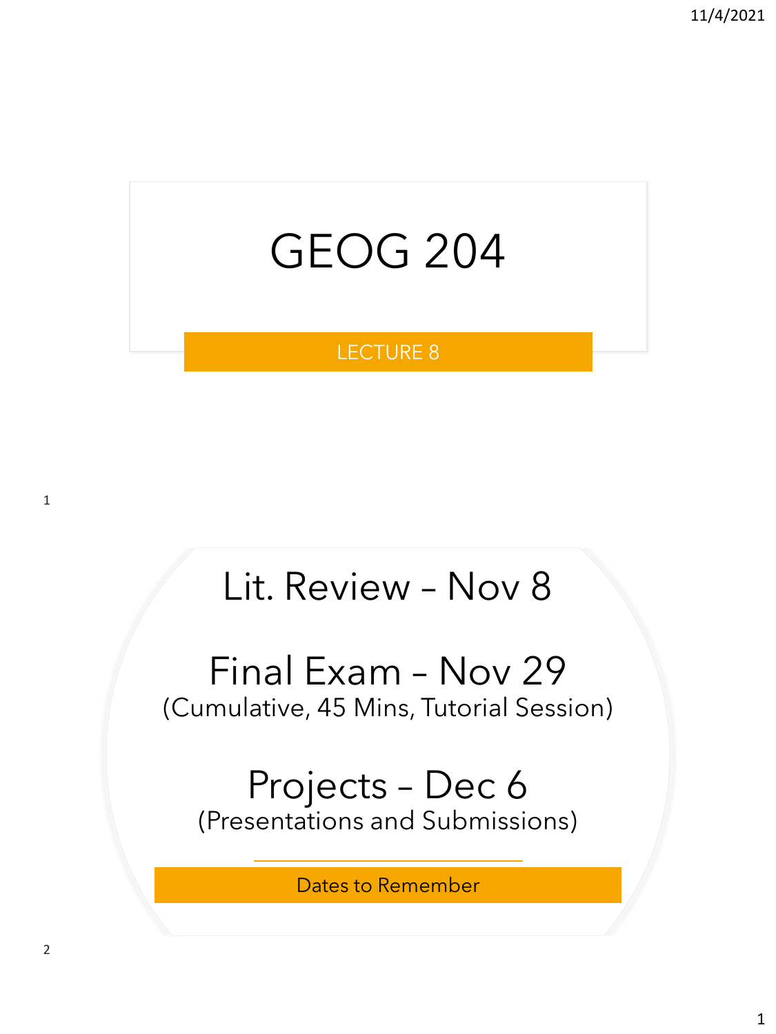# GEOG 204

LECTURE 8

## Lit. Review – Nov 8

## Final Exam – Nov 29

(Cumulative, 45 Mins, Tutorial Session)

## Projects – Dec 6

(Presentations and Submissions)

Dates to Remember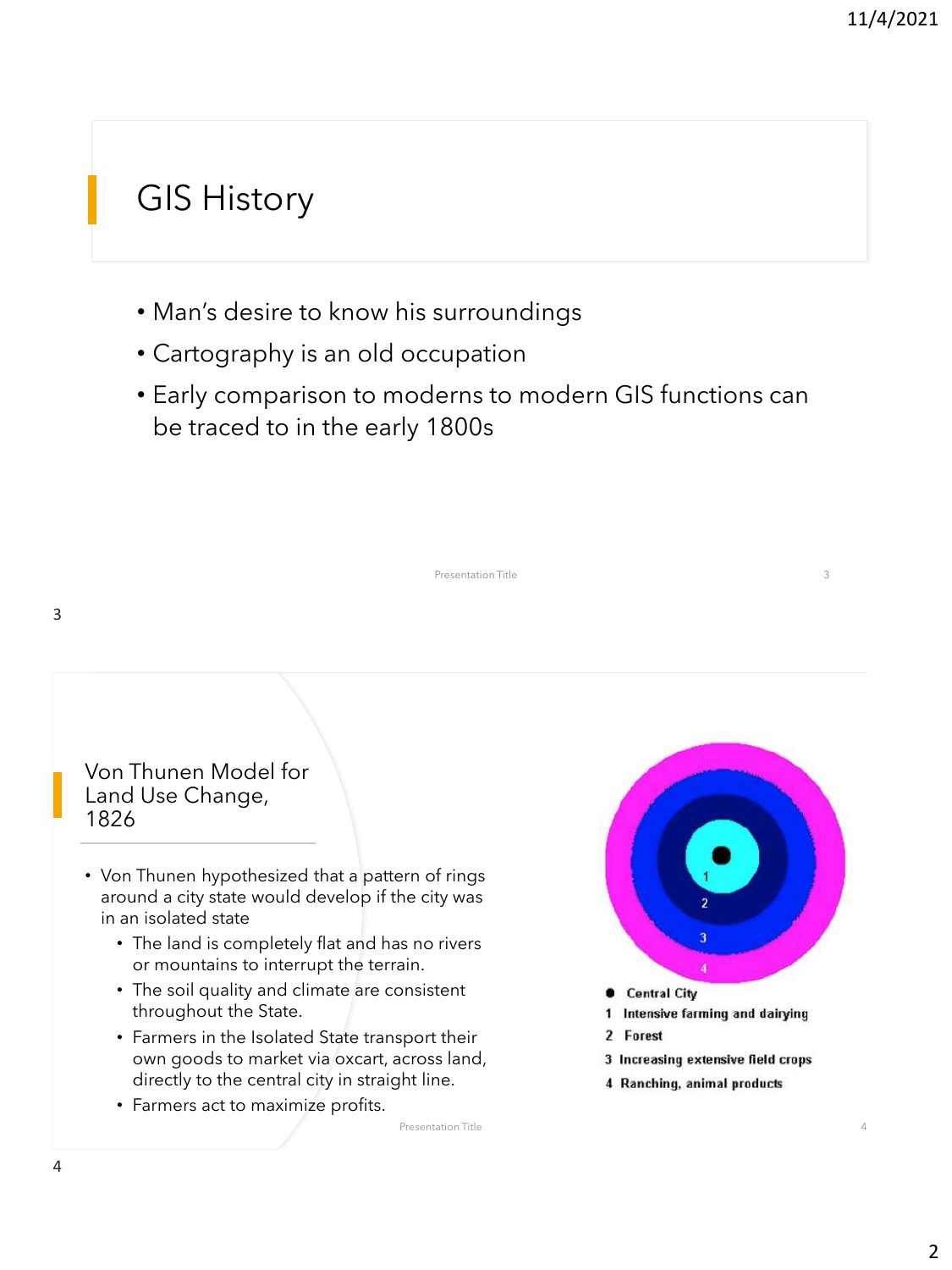## GIS History

- Man's desire to know his surroundings
- Cartography is an old occupation
- Early comparison to moderns to modern GIS functions can be traced to in the early 1800s

## Von Thunen Model for Land Use Change, 1826

- Von Thunen hypothesized that a pattern of rings around a city state would develop if the city was in an isolated state
  - The land is completely flat and has no rivers or mountains to interrupt the terrain.
  - The soil quality and climate are consistent throughout the State.
  - Farmers in the Isolated State transport their own goods to market via oxcart, across land, directly to the central city in straight line.
  - Farmers act to maximize profits.

- ● Central City
- 1 Intensive farming and dairying
- 2 Forest
- 3 Increasing extensive field crops
- 4 Ranching, animal products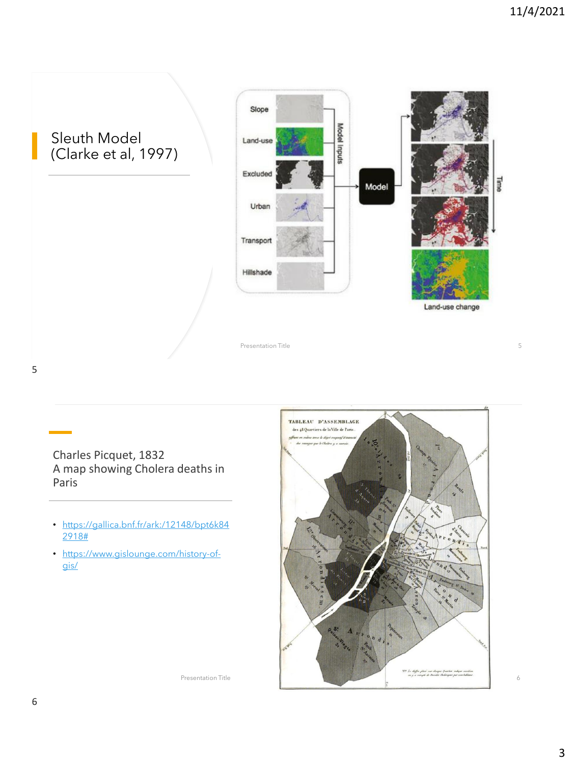# Sleuth Model (Clarke et al, 1997)

Slope

Land-use

Excluded

Urban

Transport

Hillshade

Model inputs

Model

Time

Land-use change

# Charles Picquet, 1832
A map showing Cholera deaths in Paris

- https://gallica.bnf.fr/ark:/12148/bpt6k842918#
- https://www.gislounge.com/history-of-gis/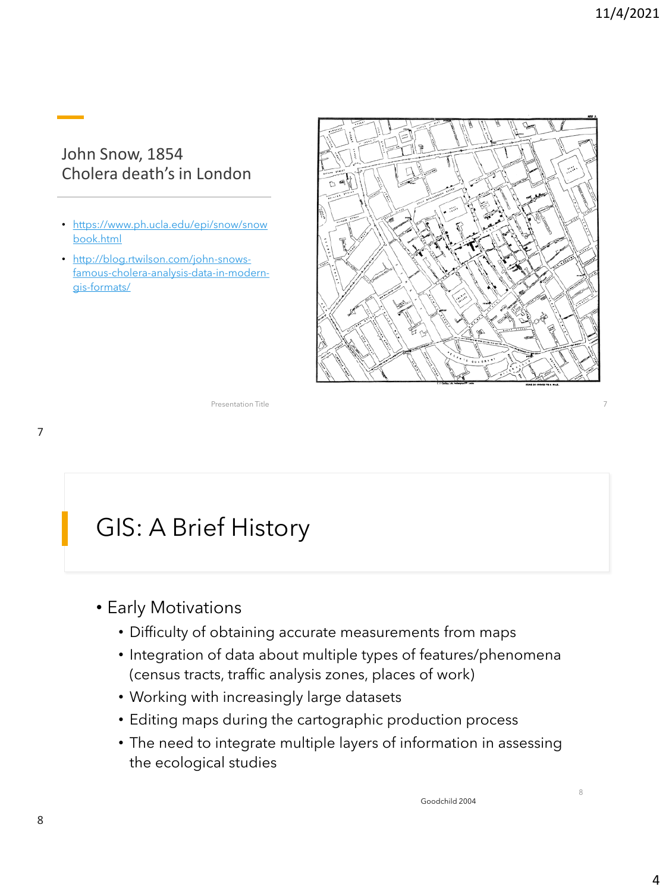## John Snow, 1854
## Cholera death's in London

- https://www.ph.ucla.edu/epi/snow/snowbook.html
- http://blog.rtwilson.com/john-snows-famous-cholera-analysis-data-in-modern-gis-formats/

# GIS: A Brief History

- Early Motivations
  - Difficulty of obtaining accurate measurements from maps
  - Integration of data about multiple types of features/phenomena (census tracts, traffic analysis zones, places of work)
  - Working with increasingly large datasets
  - Editing maps during the cartographic production process
  - The need to integrate multiple layers of information in assessing the ecological studies

Goodchild 2004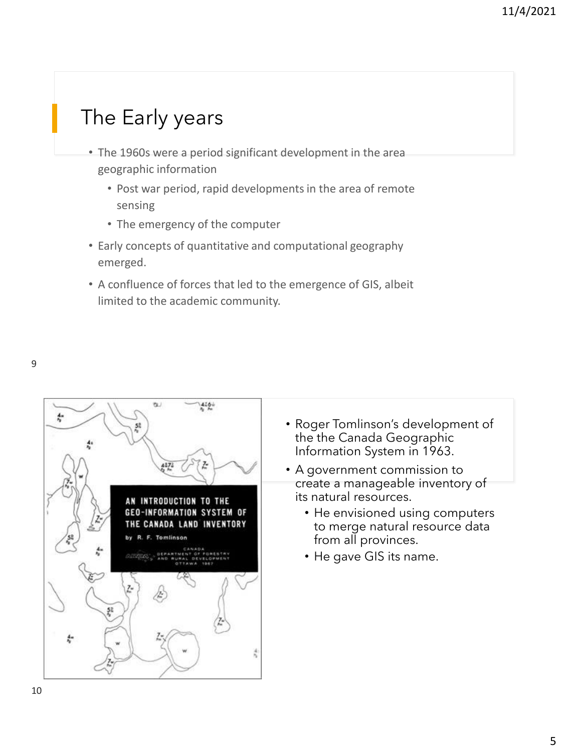## The Early years

- The 1960s were a period significant development in the area geographic information
  - Post war period, rapid developments in the area of remote sensing
  - The emergency of the computer
- Early concepts of quantitative and computational geography emerged.
- A confluence of forces that led to the emergence of GIS, albeit limited to the academic community.

- Roger Tomlinson's development of the the Canada Geographic Information System in 1963.
- A government commission to create a manageable inventory of its natural resources.
  - He envisioned using computers to merge natural resource data from all provinces.
  - He gave GIS its name.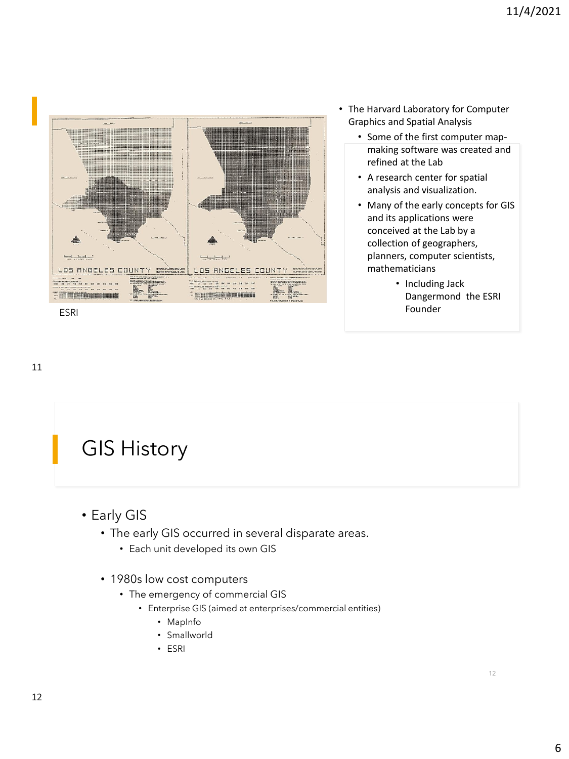ESRI

- The Harvard Laboratory for Computer Graphics and Spatial Analysis
  - Some of the first computer map-making software was created and refined at the Lab
  - A research center for spatial analysis and visualization.
  - Many of the early concepts for GIS and its applications were conceived at the Lab by a collection of geographers, planners, computer scientists, mathematicians
    - Including Jack Dangermond the ESRI Founder

# GIS History

- Early GIS
  - The early GIS occurred in several disparate areas.
    - Each unit developed its own GIS
  - 1980s low cost computers
    - The emergency of commercial GIS
      - Enterprise GIS (aimed at enterprises/commercial entities)
        - MapInfo
        - Smallworld
        - ESRI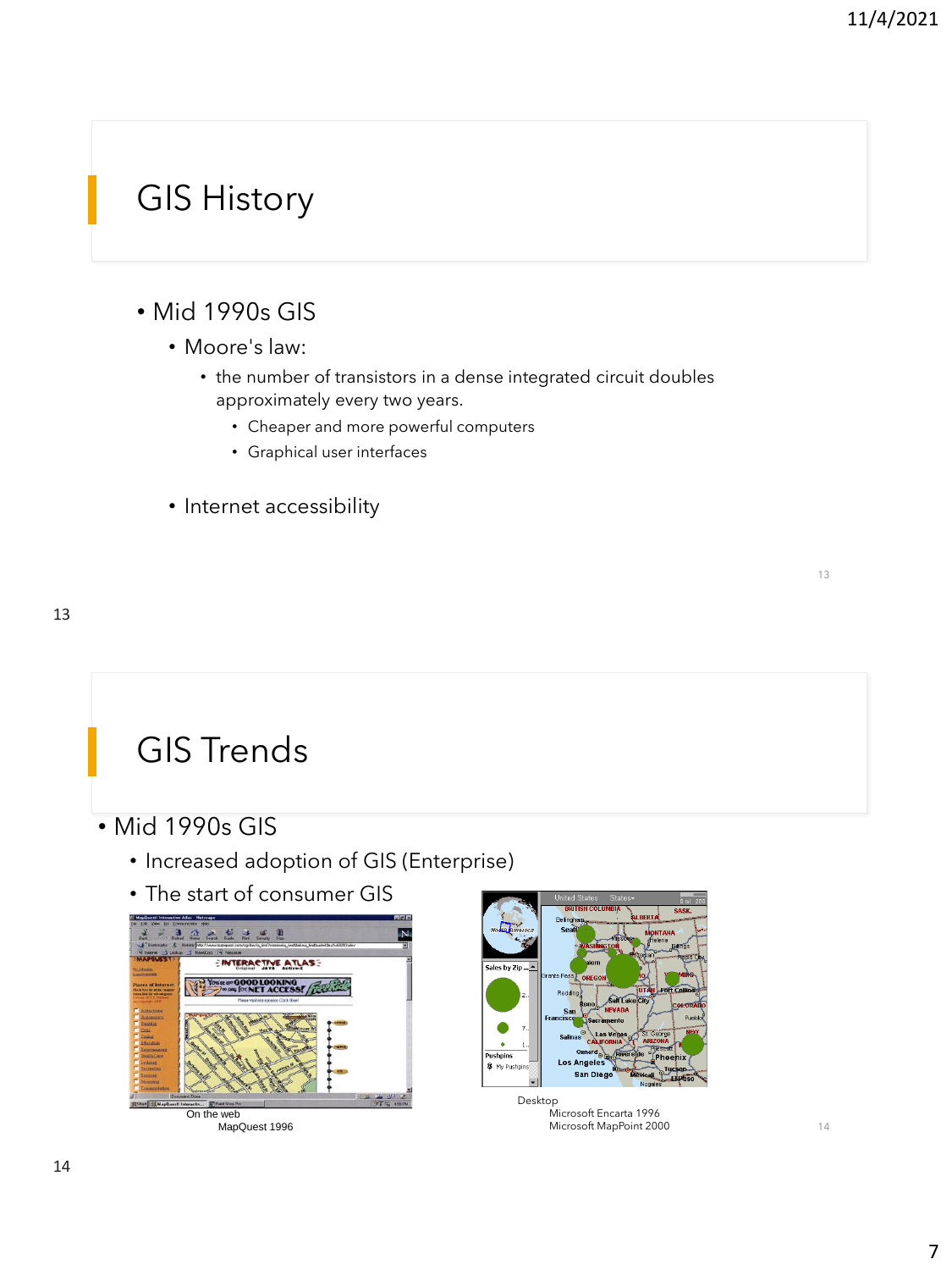# GIS History

- Mid 1990s GIS
  - Moore's law:
    - the number of transistors in a dense integrated circuit doubles approximately every two years.
      - Cheaper and more powerful computers
      - Graphical user interfaces
  - Internet accessibility

# GIS Trends

- Mid 1990s GIS
  - Increased adoption of GIS (Enterprise)
  - The start of consumer GIS

On the web
MapQuest 1996

Desktop
Microsoft Encarta 1996
Microsoft MapPoint 2000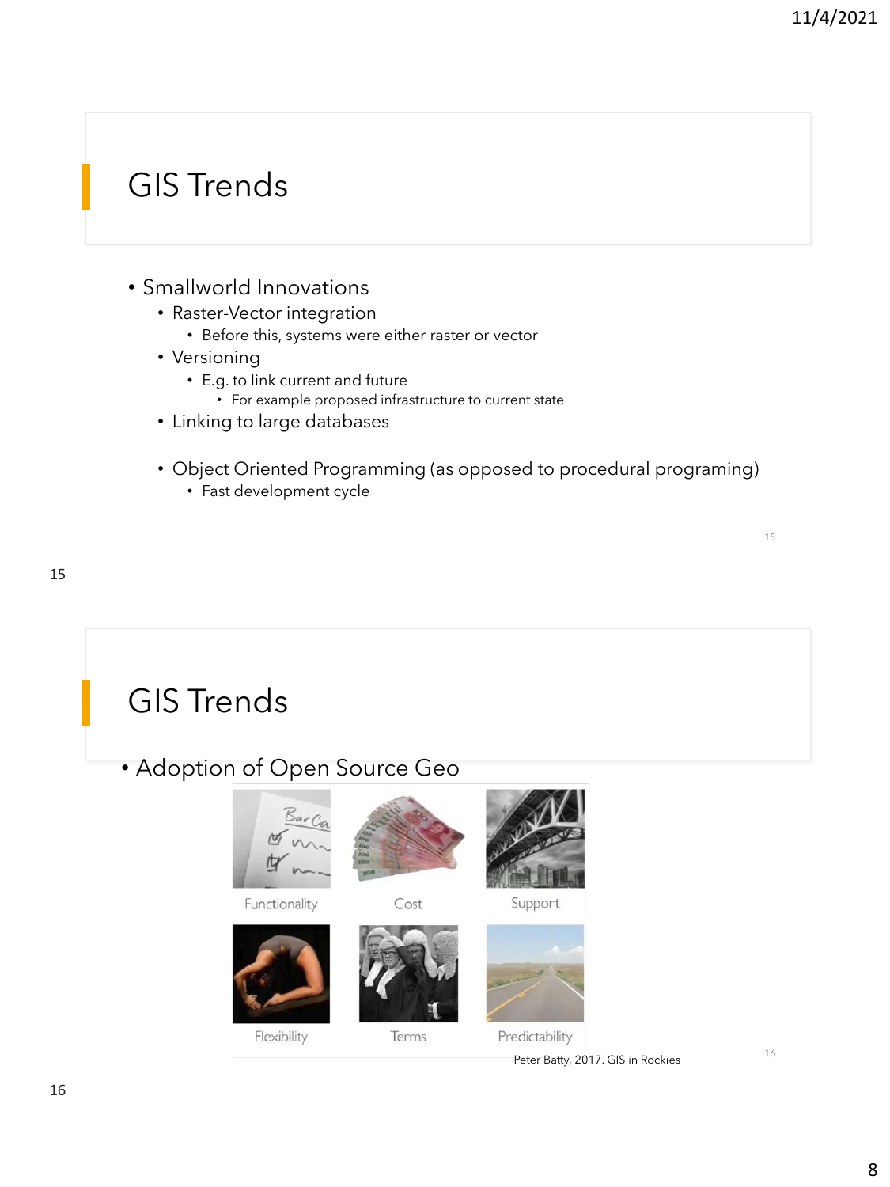## GIS Trends

- Smallworld Innovations
  - Raster-Vector integration
    - Before this, systems were either raster or vector
  - Versioning
    - E.g. to link current and future
      - For example proposed infrastructure to current state
  - Linking to large databases
  - Object Oriented Programming (as opposed to procedural programing)
    - Fast development cycle

## GIS Trends

- Adoption of Open Source Geo

Functionality

Cost

Support

Flexibility

Terms

Predictability

Peter Batty, 2017. GIS in Rockies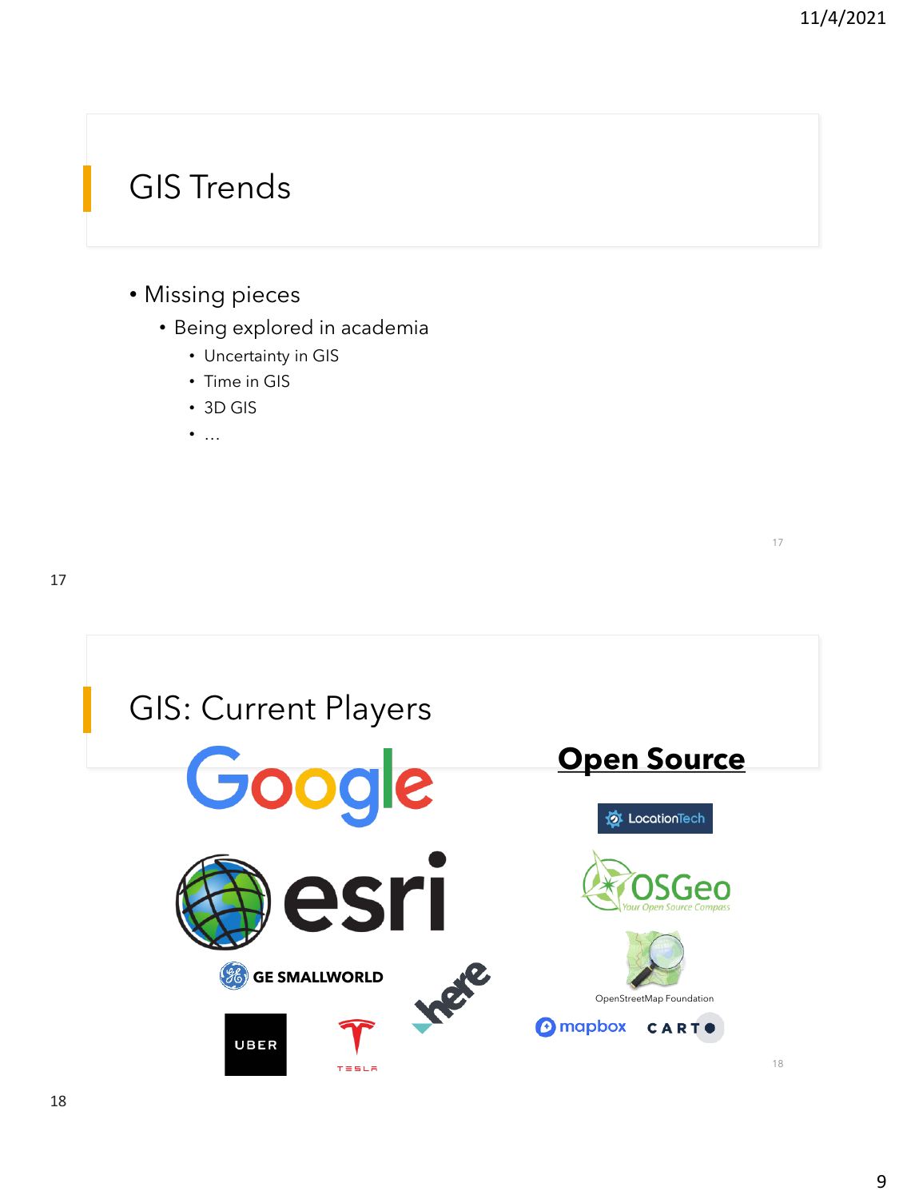# GIS Trends

- Missing pieces
  - Being explored in academia
    - Uncertainty in GIS
    - Time in GIS
    - 3D GIS
    - …

# GIS: Current Players

Google

esri

GE SMALLWORLD

here

UBER

TESLA

**Open Source**

LocationTech

OSGeo Your Open Source Compass

OpenStreetMap Foundation

mapbox

CARTO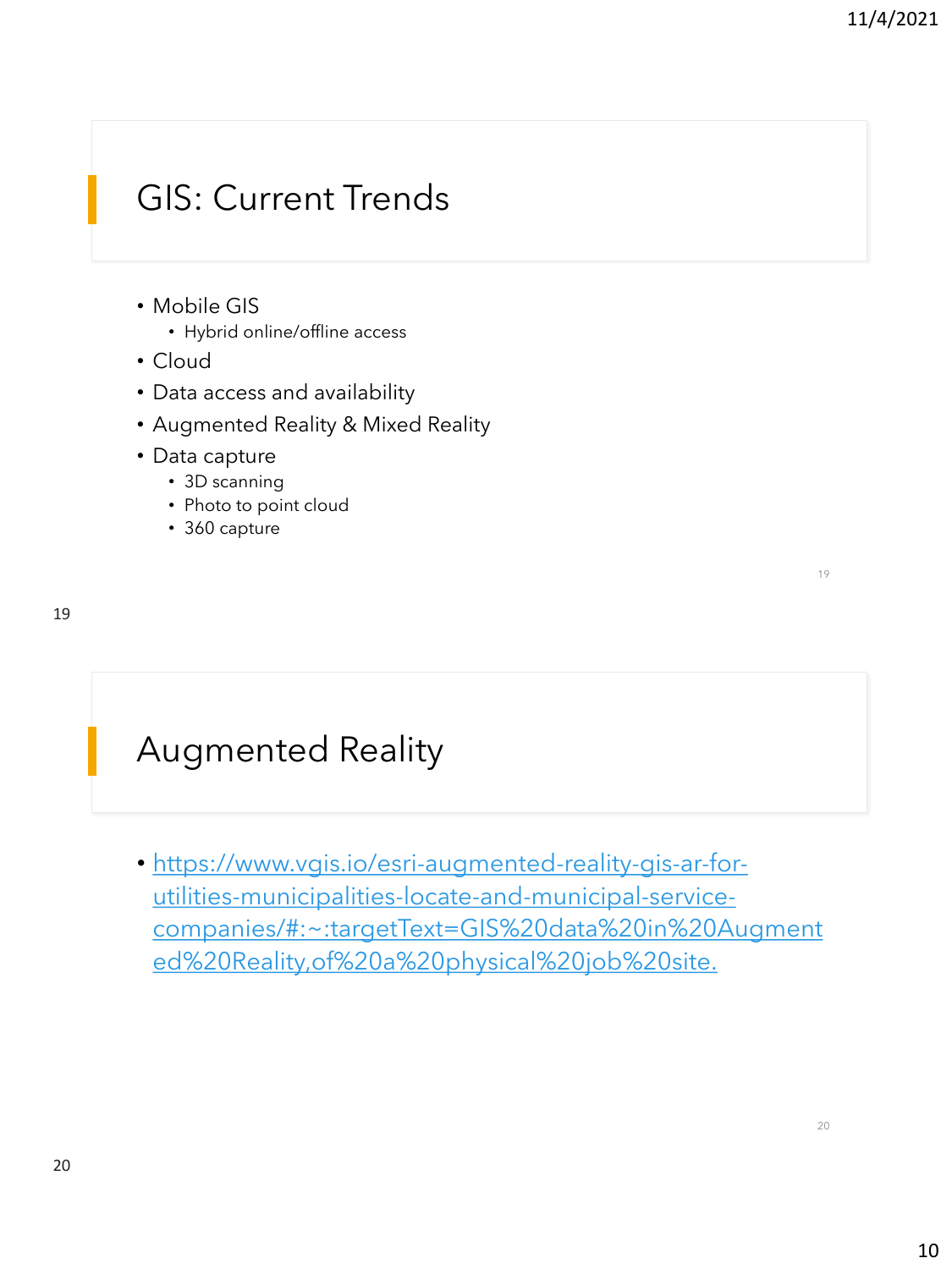## GIS: Current Trends

- Mobile GIS
  - Hybrid online/offline access
- Cloud
- Data access and availability
- Augmented Reality & Mixed Reality
- Data capture
  - 3D scanning
  - Photo to point cloud
  - 360 capture

## Augmented Reality

- https://www.vgis.io/esri-augmented-reality-gis-ar-for-utilities-municipalities-locate-and-municipal-service-companies/#:~:targetText=GIS%20data%20in%20Augmented%20Reality,of%20a%20physical%20job%20site.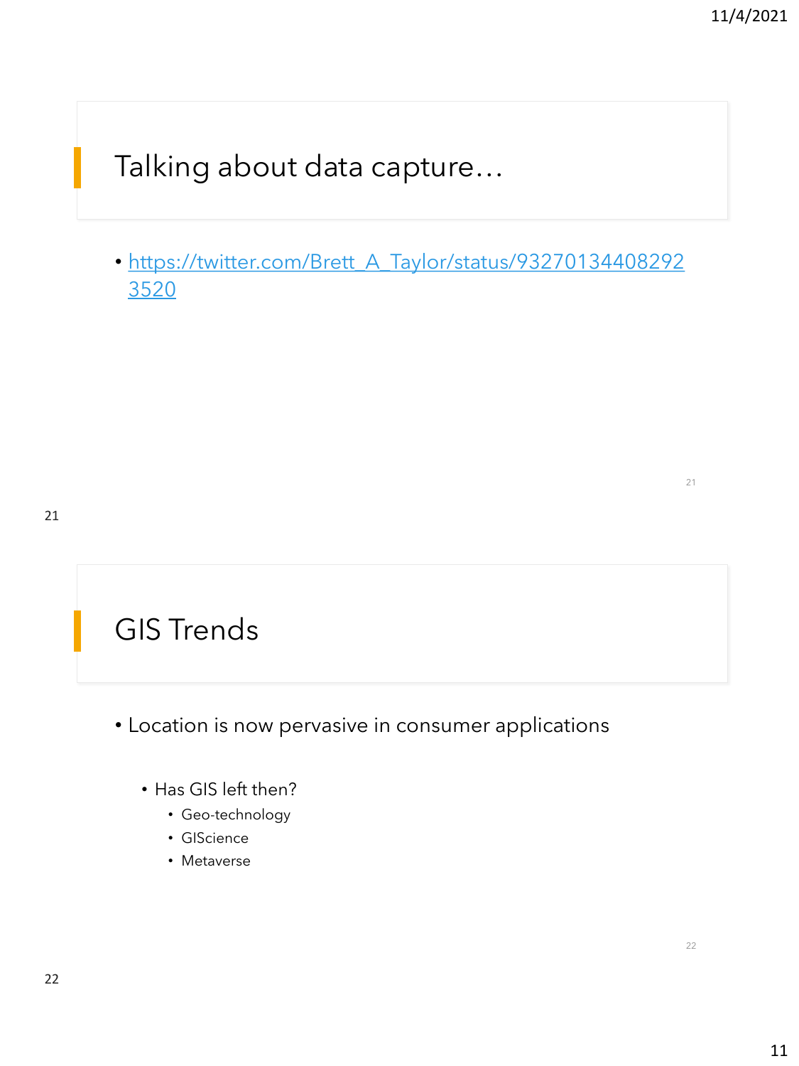## Talking about data capture…

- https://twitter.com/Brett_A_Taylor/status/932701344082923520

## GIS Trends

- Location is now pervasive in consumer applications
  - Has GIS left then?
    - Geo-technology
    - GIScience
    - Metaverse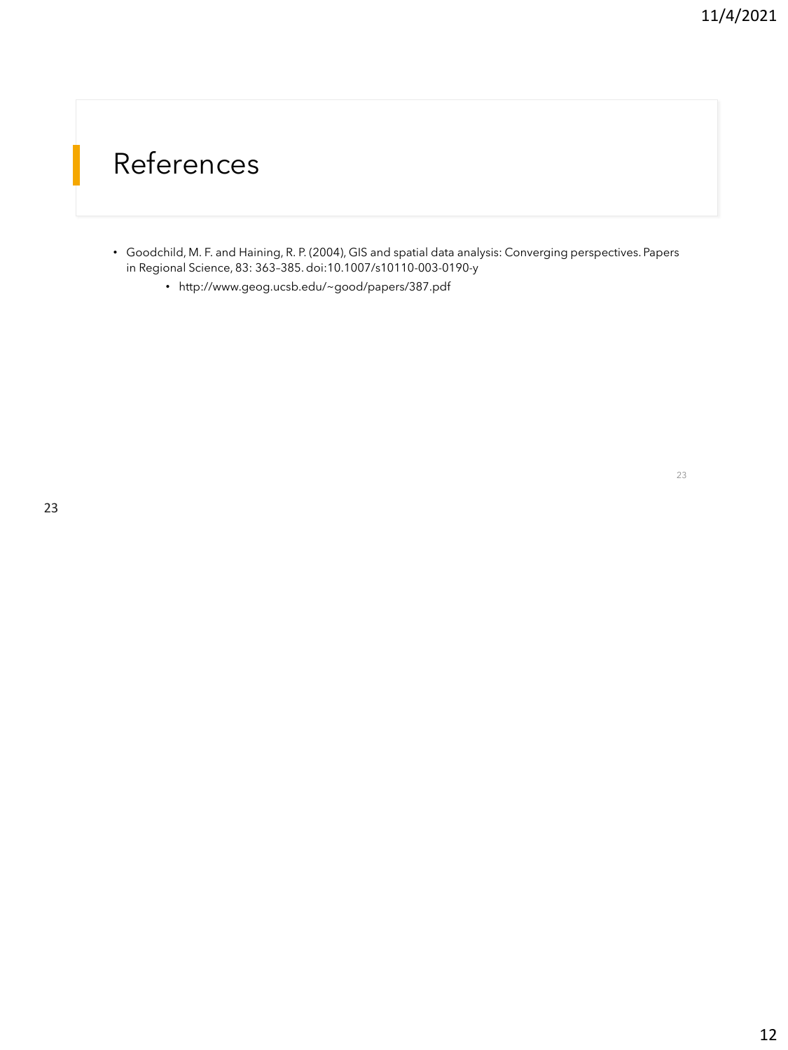# References

- Goodchild, M. F. and Haining, R. P. (2004), GIS and spatial data analysis: Converging perspectives. Papers in Regional Science, 83: 363–385. doi:10.1007/s10110-003-0190-y
  - http://www.geog.ucsb.edu/~good/papers/387.pdf